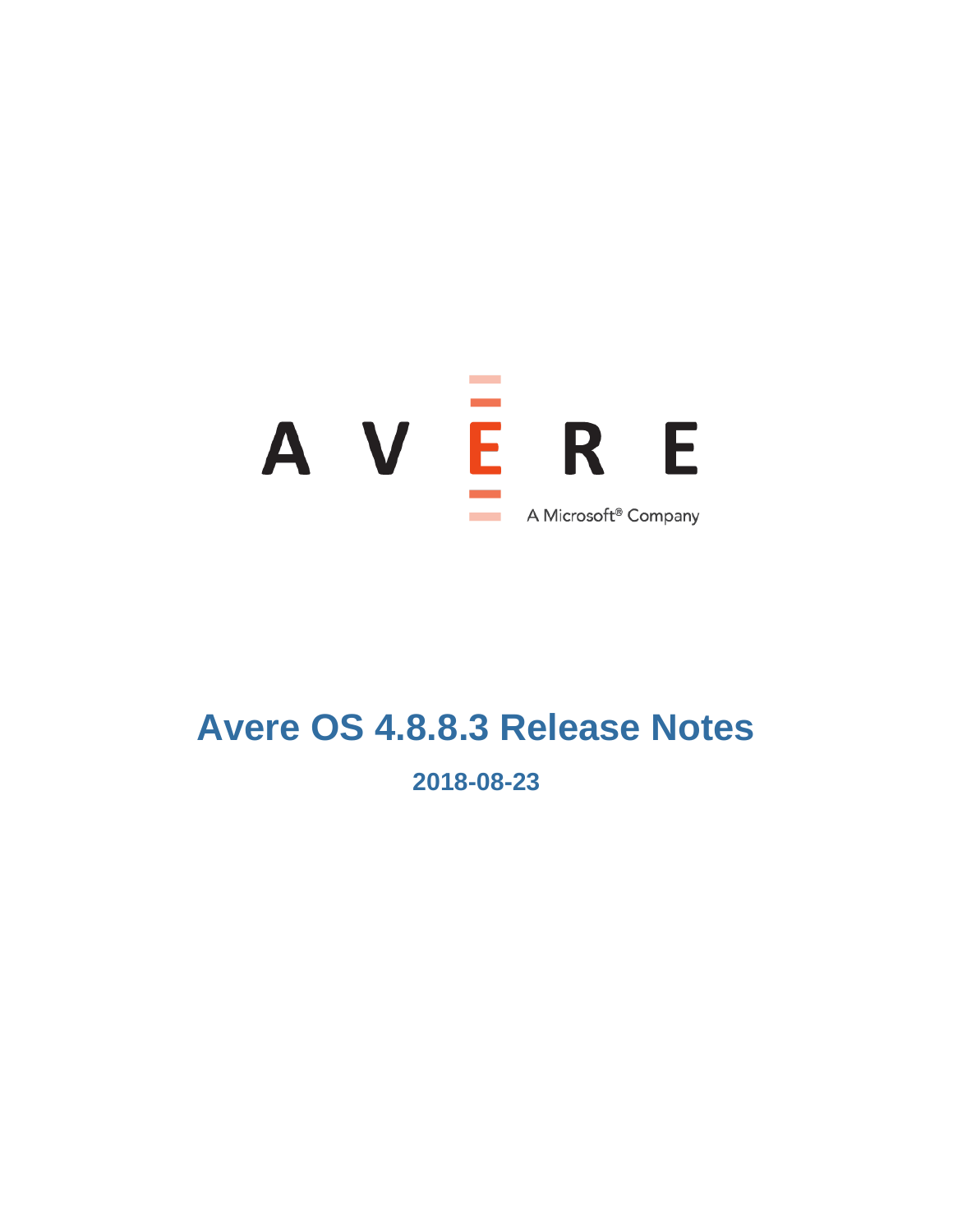AVERE

A Microsoft® Company

# Avere OS 4.8.8.3 Release Notes

## 2018-08-23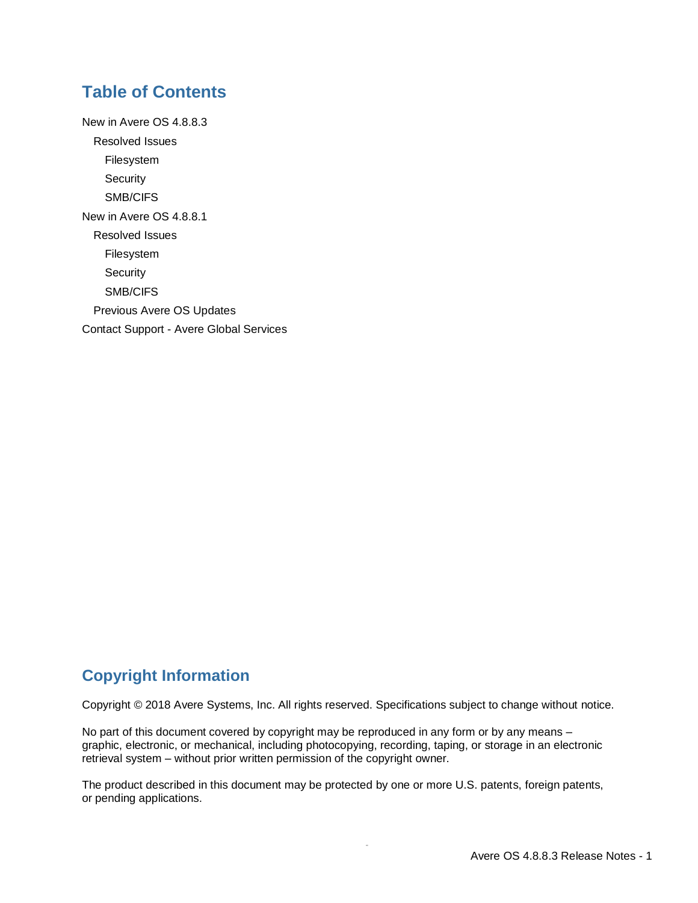# Table of Contents

New in Avere OS 4.8.8.3

- Resolved Issues
  - Filesystem
  - Security
  - SMB/CIFS

New in Avere OS 4.8.8.1

- Resolved Issues
  - Filesystem
  - Security
  - SMB/CIFS
- Previous Avere OS Updates

Contact Support - Avere Global Services

# Copyright Information

Copyright © 2018 Avere Systems, Inc. All rights reserved. Specifications subject to change without notice.

No part of this document covered by copyright may be reproduced in any form or by any means – graphic, electronic, or mechanical, including photocopying, recording, taping, or storage in an electronic retrieval system – without prior written permission of the copyright owner.

The product described in this document may be protected by one or more U.S. patents, foreign patents, or pending applications.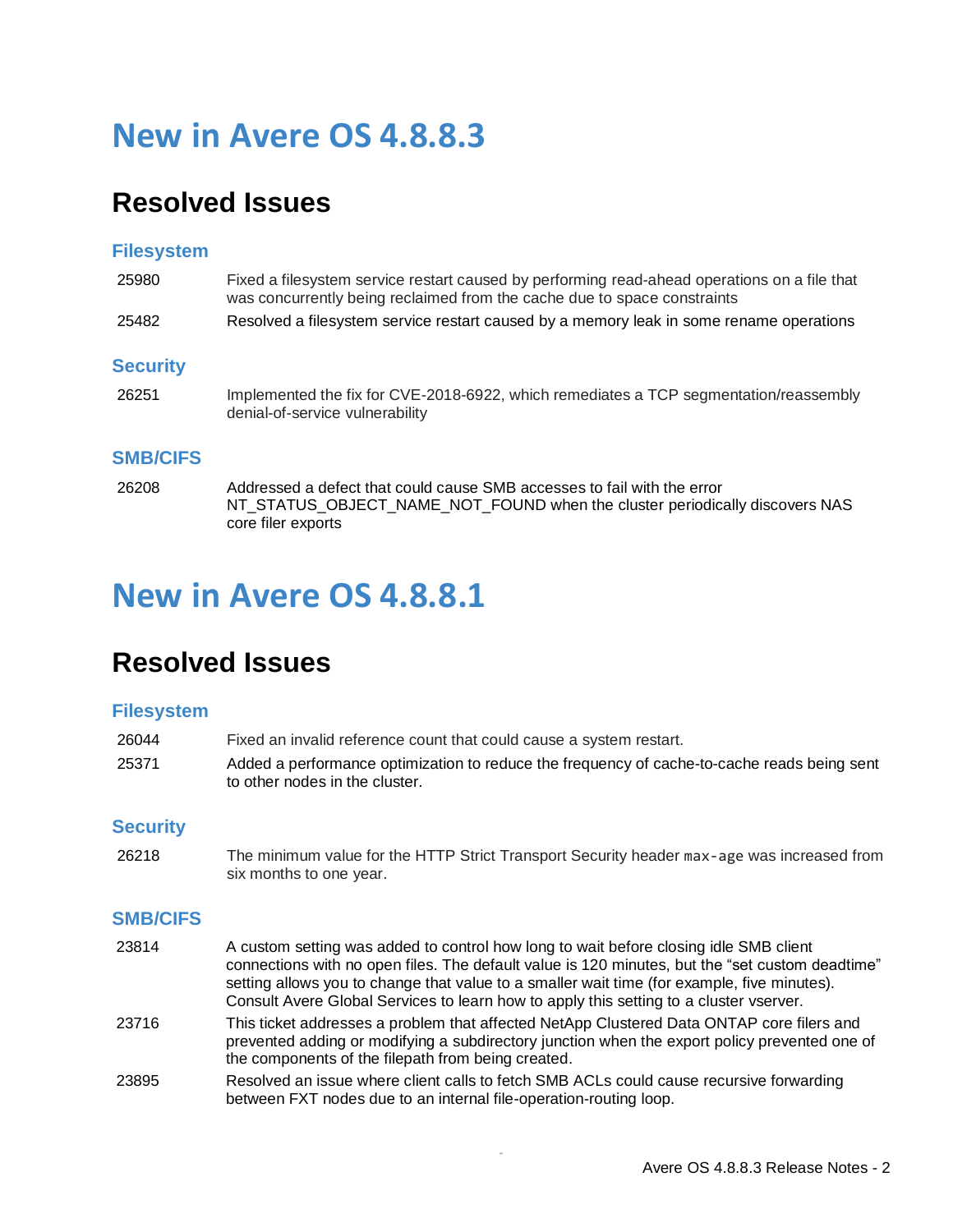# New in Avere OS 4.8.8.3

## Resolved Issues

### Filesystem

| | |
|---|---|
| 25980 | Fixed a filesystem service restart caused by performing read-ahead operations on a file that was concurrently being reclaimed from the cache due to space constraints |
| 25482 | Resolved a filesystem service restart caused by a memory leak in some rename operations |

### Security

| | |
|---|---|
| 26251 | Implemented the fix for CVE-2018-6922, which remediates a TCP segmentation/reassembly denial-of-service vulnerability |

### SMB/CIFS

| | |
|---|---|
| 26208 | Addressed a defect that could cause SMB accesses to fail with the error NT_STATUS_OBJECT_NAME_NOT_FOUND when the cluster periodically discovers NAS core filer exports |

# New in Avere OS 4.8.8.1

## Resolved Issues

### Filesystem

| | |
|---|---|
| 26044 | Fixed an invalid reference count that could cause a system restart. |
| 25371 | Added a performance optimization to reduce the frequency of cache-to-cache reads being sent to other nodes in the cluster. |

### Security

| | |
|---|---|
| 26218 | The minimum value for the HTTP Strict Transport Security header `max-age` was increased from six months to one year. |

### SMB/CIFS

| | |
|---|---|
| 23814 | A custom setting was added to control how long to wait before closing idle SMB client connections with no open files. The default value is 120 minutes, but the “set custom deadtime” setting allows you to change that value to a smaller wait time (for example, five minutes). Consult Avere Global Services to learn how to apply this setting to a cluster vserver. |
| 23716 | This ticket addresses a problem that affected NetApp Clustered Data ONTAP core filers and prevented adding or modifying a subdirectory junction when the export policy prevented one of the components of the filepath from being created. |
| 23895 | Resolved an issue where client calls to fetch SMB ACLs could cause recursive forwarding between FXT nodes due to an internal file-operation-routing loop. |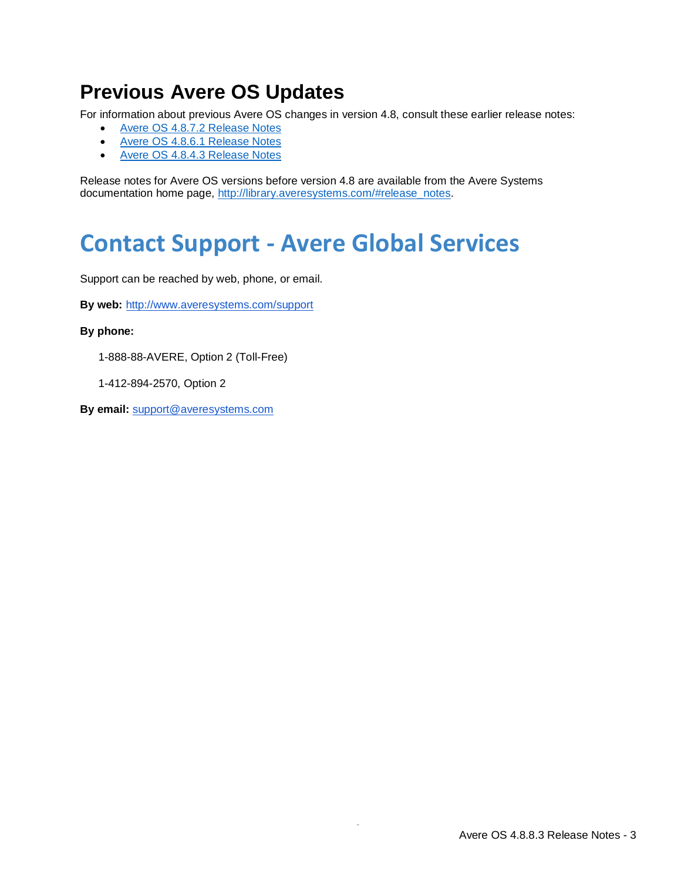## Previous Avere OS Updates

For information about previous Avere OS changes in version 4.8, consult these earlier release notes:

- Avere OS 4.8.7.2 Release Notes
- Avere OS 4.8.6.1 Release Notes
- Avere OS 4.8.4.3 Release Notes

Release notes for Avere OS versions before version 4.8 are available from the Avere Systems documentation home page, http://library.averesystems.com/#release_notes.

# Contact Support - Avere Global Services

Support can be reached by web, phone, or email.

**By web:** http://www.averesystems.com/support

**By phone:**

1-888-88-AVERE, Option 2 (Toll-Free)

1-412-894-2570, Option 2

**By email:** support@averesystems.com